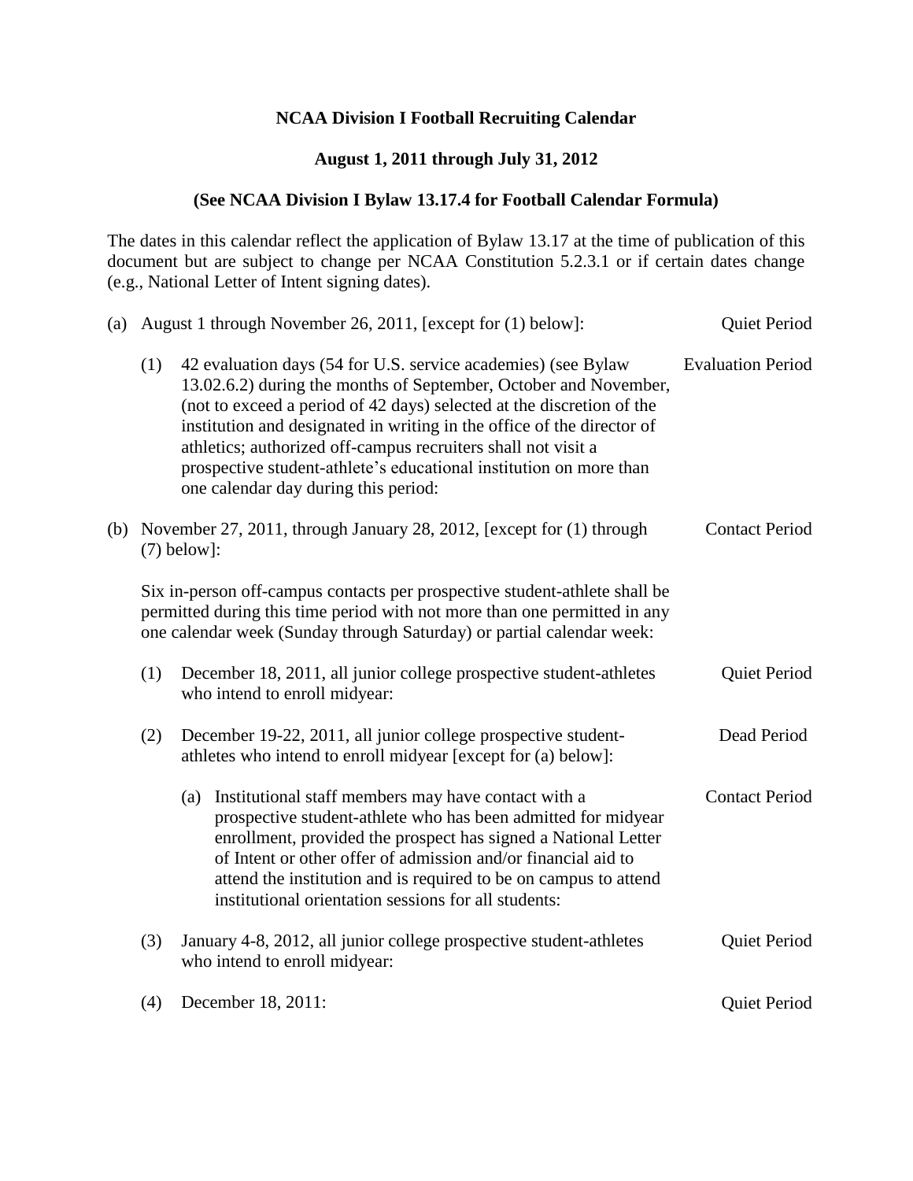**NCAA Division I Football Recruiting Calendar**

**August 1, 2011 through July 31, 2012**

**(See NCAA Division I Bylaw 13.17.4 for Football Calendar Formula)**

The dates in this calendar reflect the application of Bylaw 13.17 at the time of publication of this document but are subject to change per NCAA Constitution 5.2.3.1 or if certain dates change (e.g., National Letter of Intent signing dates).

(a) August 1 through November 26, 2011, [except for (1) below]: — Quiet Period

- (1) 42 evaluation days (54 for U.S. service academies) (see Bylaw 13.02.6.2) during the months of September, October and November, (not to exceed a period of 42 days) selected at the discretion of the institution and designated in writing in the office of the director of athletics; authorized off-campus recruiters shall not visit a prospective student-athlete's educational institution on more than one calendar day during this period: — Evaluation Period

(b) November 27, 2011, through January 28, 2012, [except for (1) through (7) below]: — Contact Period

Six in-person off-campus contacts per prospective student-athlete shall be permitted during this time period with not more than one permitted in any one calendar week (Sunday through Saturday) or partial calendar week:

- (1) December 18, 2011, all junior college prospective student-athletes who intend to enroll midyear: — Quiet Period

- (2) December 19-22, 2011, all junior college prospective student-athletes who intend to enroll midyear [except for (a) below]: — Dead Period

  - (a) Institutional staff members may have contact with a prospective student-athlete who has been admitted for midyear enrollment, provided the prospect has signed a National Letter of Intent or other offer of admission and/or financial aid to attend the institution and is required to be on campus to attend institutional orientation sessions for all students: — Contact Period

- (3) January 4-8, 2012, all junior college prospective student-athletes who intend to enroll midyear: — Quiet Period

- (4) December 18, 2011: — Quiet Period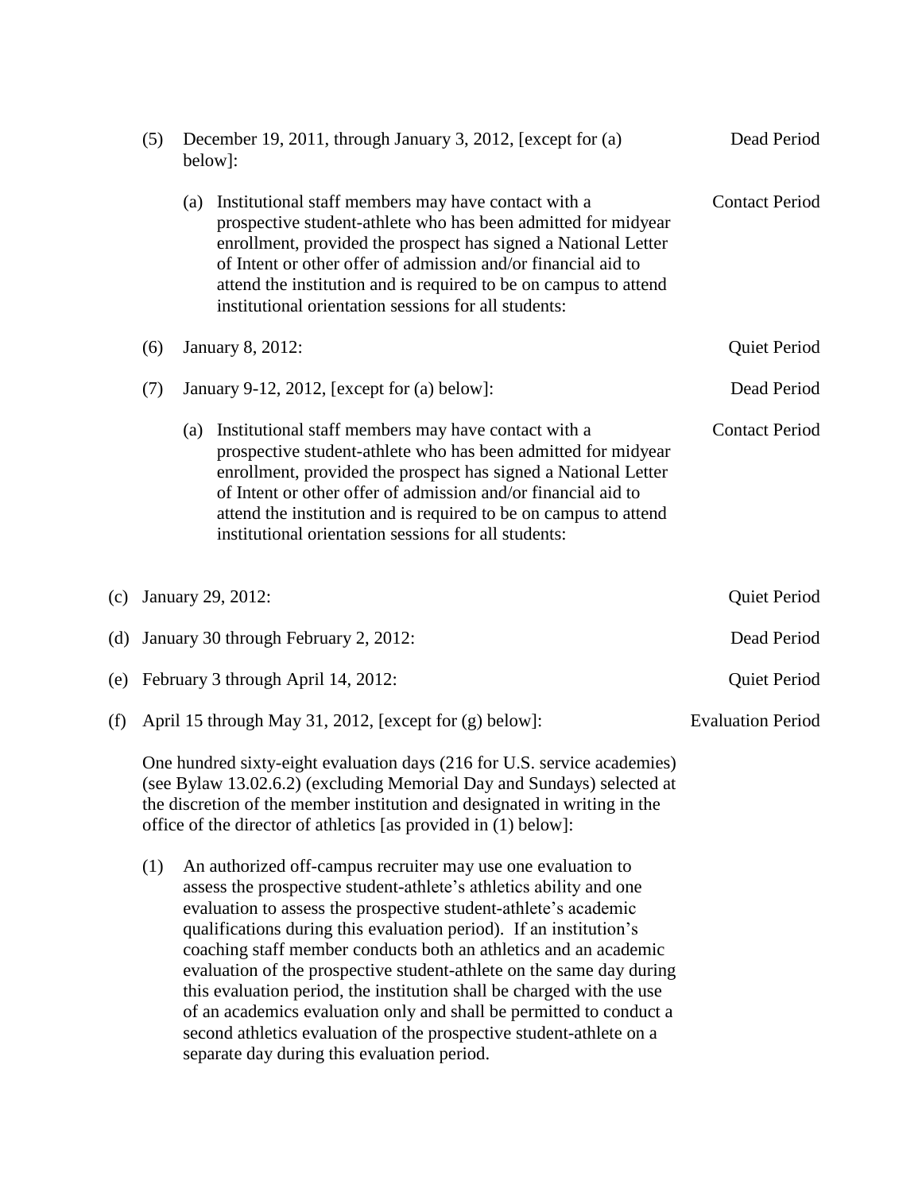(5) December 19, 2011, through January 3, 2012, [except for (a) below]: Dead Period

(a) Institutional staff members may have contact with a prospective student-athlete who has been admitted for midyear enrollment, provided the prospect has signed a National Letter of Intent or other offer of admission and/or financial aid to attend the institution and is required to be on campus to attend institutional orientation sessions for all students: Contact Period

(6) January 8, 2012: Quiet Period

(7) January 9-12, 2012, [except for (a) below]: Dead Period

(a) Institutional staff members may have contact with a prospective student-athlete who has been admitted for midyear enrollment, provided the prospect has signed a National Letter of Intent or other offer of admission and/or financial aid to attend the institution and is required to be on campus to attend institutional orientation sessions for all students: Contact Period

(c) January 29, 2012: Quiet Period

(d) January 30 through February 2, 2012: Dead Period

(e) February 3 through April 14, 2012: Quiet Period

(f) April 15 through May 31, 2012, [except for (g) below]: Evaluation Period

One hundred sixty-eight evaluation days (216 for U.S. service academies) (see Bylaw 13.02.6.2) (excluding Memorial Day and Sundays) selected at the discretion of the member institution and designated in writing in the office of the director of athletics [as provided in (1) below]:

(1) An authorized off-campus recruiter may use one evaluation to assess the prospective student-athlete's athletics ability and one evaluation to assess the prospective student-athlete's academic qualifications during this evaluation period). If an institution's coaching staff member conducts both an athletics and an academic evaluation of the prospective student-athlete on the same day during this evaluation period, the institution shall be charged with the use of an academics evaluation only and shall be permitted to conduct a second athletics evaluation of the prospective student-athlete on a separate day during this evaluation period.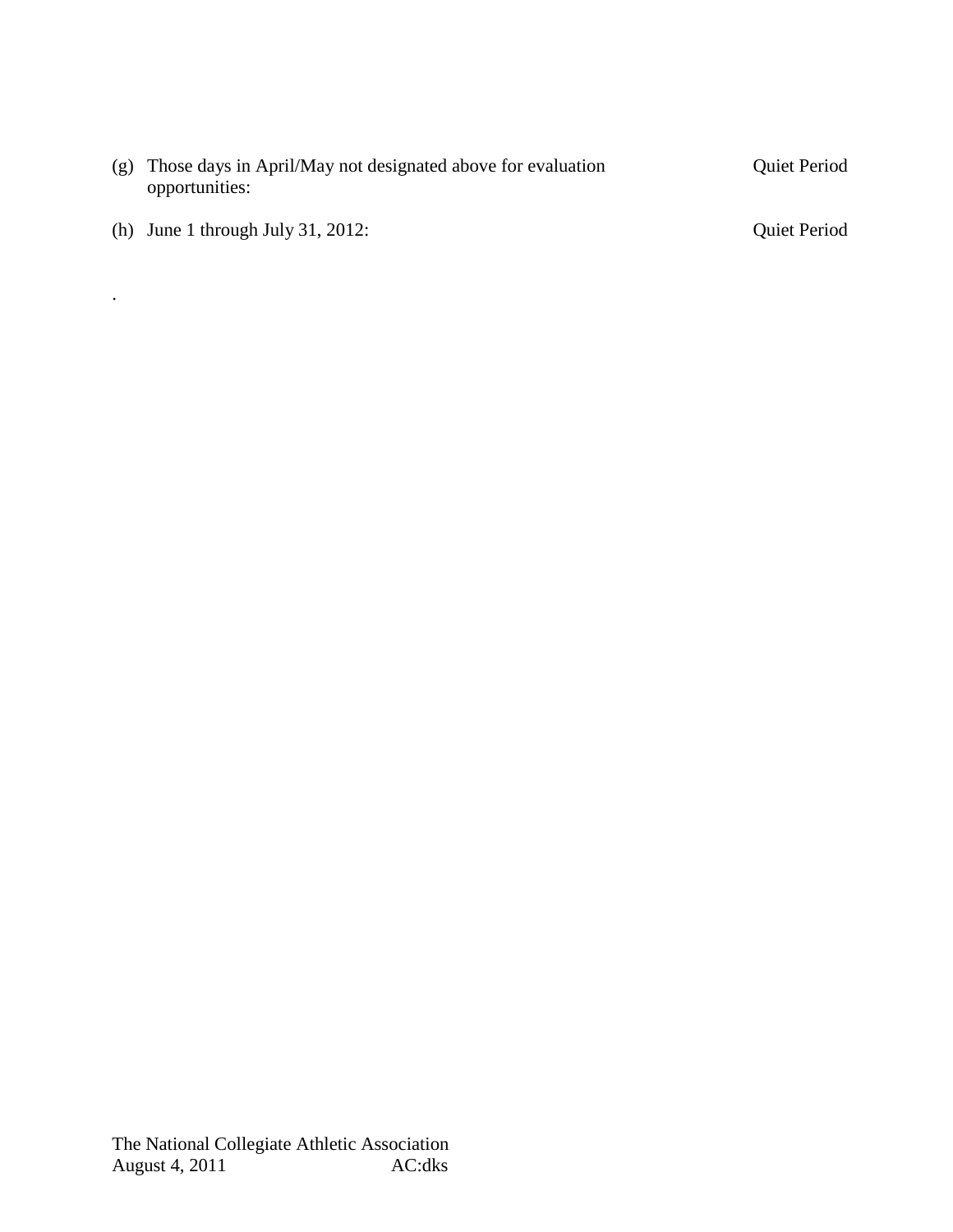(g) Those days in April/May not designated above for evaluation opportunities: Quiet Period

(h) June 1 through July 31, 2012: Quiet Period

.

The National Collegiate Athletic Association
August 4, 2011 AC:dks